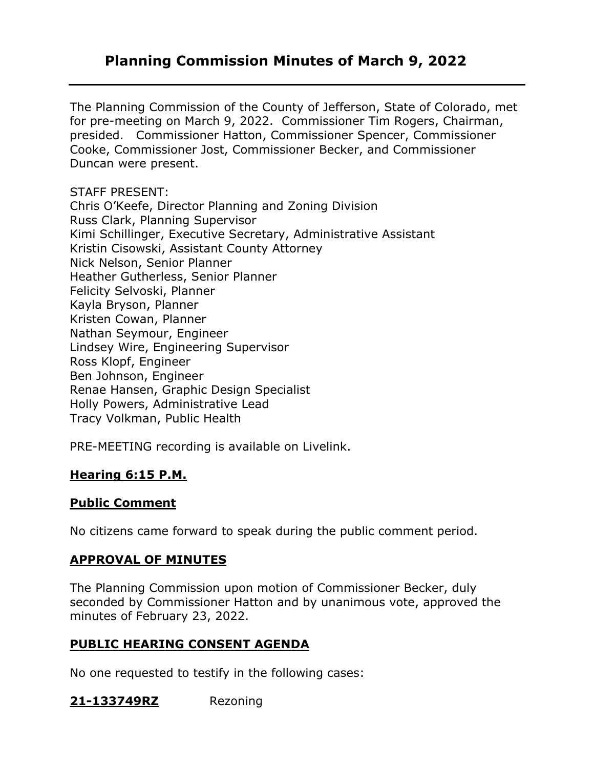# Planning Commission Minutes of March 9, 2022

---

The Planning Commission of the County of Jefferson, State of Colorado, met for pre-meeting on March 9, 2022. Commissioner Tim Rogers, Chairman, presided. Commissioner Hatton, Commissioner Spencer, Commissioner Cooke, Commissioner Jost, Commissioner Becker, and Commissioner Duncan were present.

STAFF PRESENT:
Chris O'Keefe, Director Planning and Zoning Division
Russ Clark, Planning Supervisor
Kimi Schillinger, Executive Secretary, Administrative Assistant
Kristin Cisowski, Assistant County Attorney
Nick Nelson, Senior Planner
Heather Gutherless, Senior Planner
Felicity Selvoski, Planner
Kayla Bryson, Planner
Kristen Cowan, Planner
Nathan Seymour, Engineer
Lindsey Wire, Engineering Supervisor
Ross Klopf, Engineer
Ben Johnson, Engineer
Renae Hansen, Graphic Design Specialist
Holly Powers, Administrative Lead
Tracy Volkman, Public Health

PRE-MEETING recording is available on Livelink.

**Hearing 6:15 P.M.**

**Public Comment**

No citizens came forward to speak during the public comment period.

**APPROVAL OF MINUTES**

The Planning Commission upon motion of Commissioner Becker, duly seconded by Commissioner Hatton and by unanimous vote, approved the minutes of February 23, 2022.

**PUBLIC HEARING CONSENT AGENDA**

No one requested to testify in the following cases:

**21-133749RZ** Rezoning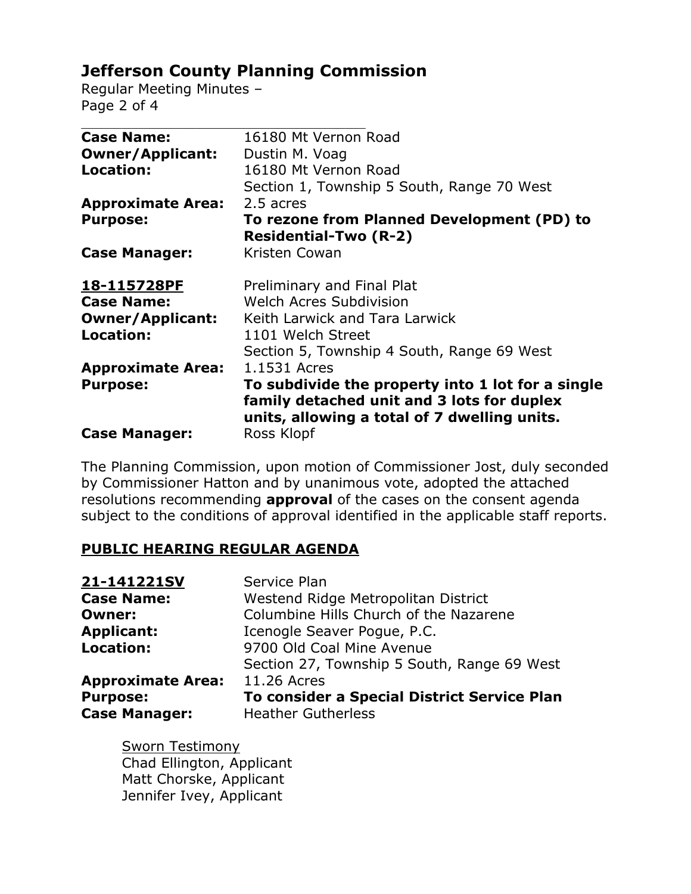| | |
|---|---|
| **Case Name:** | 16180 Mt Vernon Road |
| **Owner/Applicant:** | Dustin M. Voag |
| **Location:** | 16180 Mt Vernon Road<br>Section 1, Township 5 South, Range 70 West |
| **Approximate Area:** | 2.5 acres |
| **Purpose:** | **To rezone from Planned Development (PD) to Residential-Two (R-2)** |
| **Case Manager:** | Kristen Cowan |

| | |
|---|---|
| **<u>18-115728PF</u>** | Preliminary and Final Plat |
| **Case Name:** | Welch Acres Subdivision |
| **Owner/Applicant:** | Keith Larwick and Tara Larwick |
| **Location:** | 1101 Welch Street<br>Section 5, Township 4 South, Range 69 West |
| **Approximate Area:** | 1.1531 Acres |
| **Purpose:** | **To subdivide the property into 1 lot for a single family detached unit and 3 lots for duplex units, allowing a total of 7 dwelling units.** |
| **Case Manager:** | Ross Klopf |

The Planning Commission, upon motion of Commissioner Jost, duly seconded by Commissioner Hatton and by unanimous vote, adopted the attached resolutions recommending **approval** of the cases on the consent agenda subject to the conditions of approval identified in the applicable staff reports.

## <u>PUBLIC HEARING REGULAR AGENDA</u>

| | |
|---|---|
| **<u>21-141221SV</u>** | Service Plan |
| **Case Name:** | Westend Ridge Metropolitan District |
| **Owner:** | Columbine Hills Church of the Nazarene |
| **Applicant:** | Icenogle Seaver Pogue, P.C. |
| **Location:** | 9700 Old Coal Mine Avenue<br>Section 27, Township 5 South, Range 69 West |
| **Approximate Area:** | 11.26 Acres |
| **Purpose:** | **To consider a Special District Service Plan** |
| **Case Manager:** | Heather Gutherless |

<u>Sworn Testimony</u>
Chad Ellington, Applicant
Matt Chorske, Applicant
Jennifer Ivey, Applicant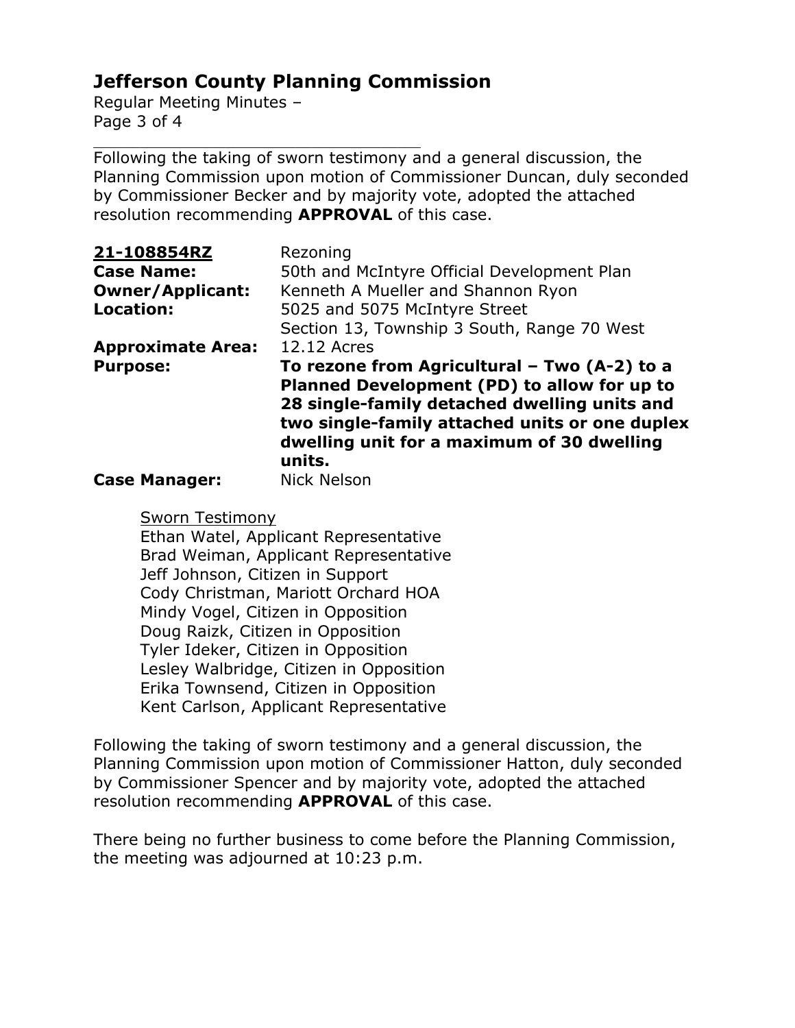Following the taking of sworn testimony and a general discussion, the Planning Commission upon motion of Commissioner Duncan, duly seconded by Commissioner Becker and by majority vote, adopted the attached resolution recommending **APPROVAL** of this case.

| | |
|---|---|
| **21-108854RZ** | Rezoning |
| **Case Name:** | 50th and McIntyre Official Development Plan |
| **Owner/Applicant:** | Kenneth A Mueller and Shannon Ryon |
| **Location:** | 5025 and 5075 McIntyre Street<br>Section 13, Township 3 South, Range 70 West |
| **Approximate Area:** | 12.12 Acres |
| **Purpose:** | **To rezone from Agricultural – Two (A-2) to a Planned Development (PD) to allow for up to 28 single-family detached dwelling units and two single-family attached units or one duplex dwelling unit for a maximum of 30 dwelling units.** |
| **Case Manager:** | Nick Nelson |

Sworn Testimony

- Ethan Watel, Applicant Representative
- Brad Weiman, Applicant Representative
- Jeff Johnson, Citizen in Support
- Cody Christman, Mariott Orchard HOA
- Mindy Vogel, Citizen in Opposition
- Doug Raizk, Citizen in Opposition
- Tyler Ideker, Citizen in Opposition
- Lesley Walbridge, Citizen in Opposition
- Erika Townsend, Citizen in Opposition
- Kent Carlson, Applicant Representative

Following the taking of sworn testimony and a general discussion, the Planning Commission upon motion of Commissioner Hatton, duly seconded by Commissioner Spencer and by majority vote, adopted the attached resolution recommending **APPROVAL** of this case.

There being no further business to come before the Planning Commission, the meeting was adjourned at 10:23 p.m.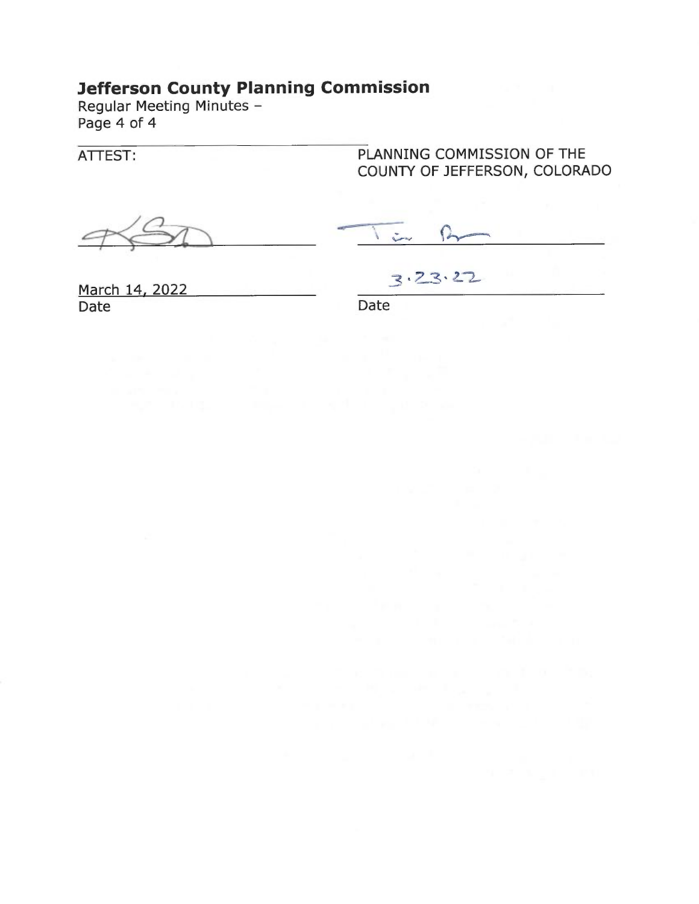ATTEST:

PLANNING COMMISSION OF THE COUNTY OF JEFFERSON, COLORADO

March 14, 2022
Date

3.23.22
Date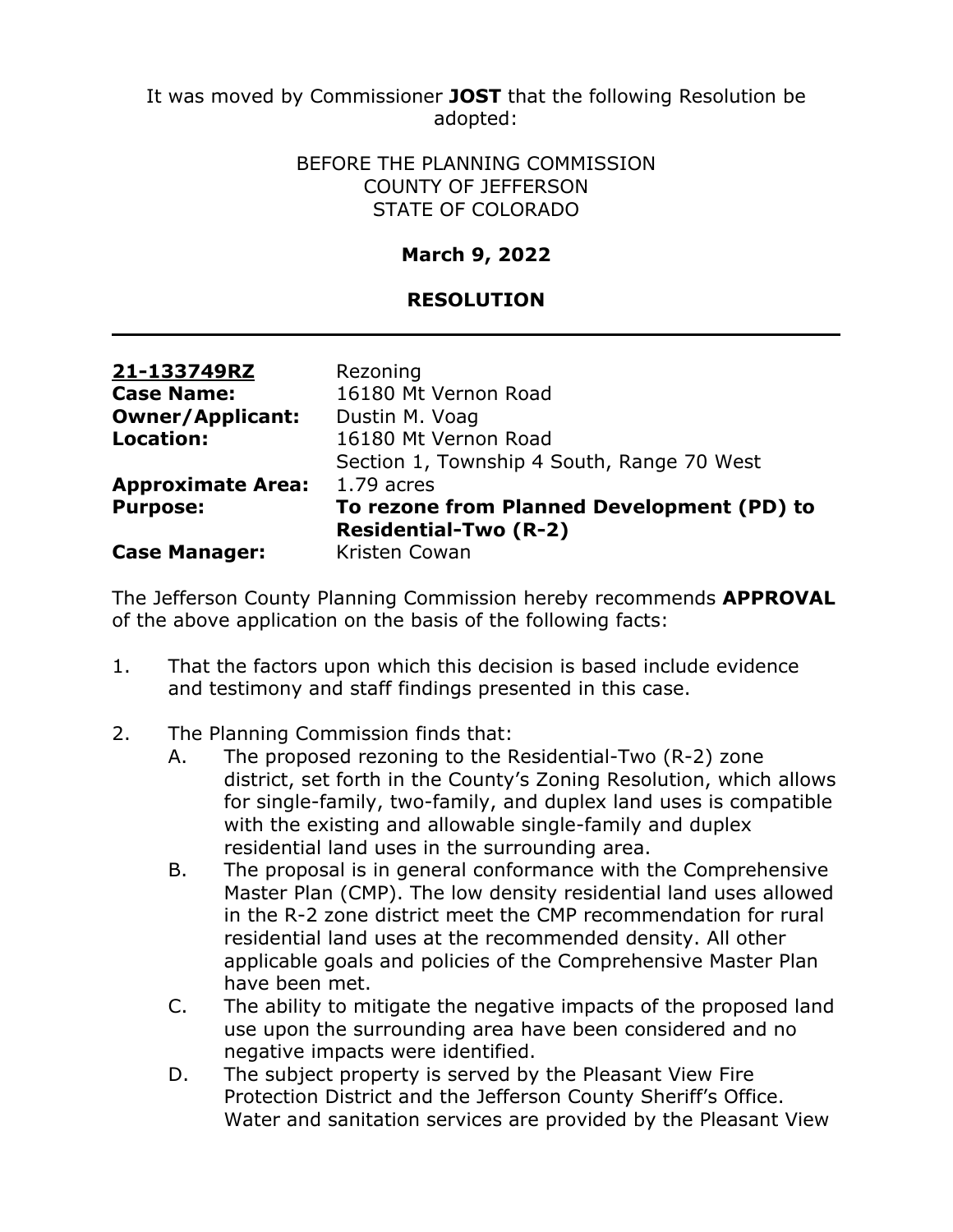It was moved by Commissioner **JOST** that the following Resolution be adopted:

BEFORE THE PLANNING COMMISSION
COUNTY OF JEFFERSON
STATE OF COLORADO

**March 9, 2022**

**RESOLUTION**

---

| | |
|---|---|
| **21-133749RZ** | Rezoning |
| **Case Name:** | 16180 Mt Vernon Road |
| **Owner/Applicant:** | Dustin M. Voag |
| **Location:** | 16180 Mt Vernon Road<br>Section 1, Township 4 South, Range 70 West |
| **Approximate Area:** | 1.79 acres |
| **Purpose:** | **To rezone from Planned Development (PD) to Residential-Two (R-2)** |
| **Case Manager:** | Kristen Cowan |

The Jefferson County Planning Commission hereby recommends **APPROVAL** of the above application on the basis of the following facts:

1. That the factors upon which this decision is based include evidence and testimony and staff findings presented in this case.

2. The Planning Commission finds that:
   A. The proposed rezoning to the Residential-Two (R-2) zone district, set forth in the County's Zoning Resolution, which allows for single-family, two-family, and duplex land uses is compatible with the existing and allowable single-family and duplex residential land uses in the surrounding area.
   B. The proposal is in general conformance with the Comprehensive Master Plan (CMP). The low density residential land uses allowed in the R-2 zone district meet the CMP recommendation for rural residential land uses at the recommended density. All other applicable goals and policies of the Comprehensive Master Plan have been met.
   C. The ability to mitigate the negative impacts of the proposed land use upon the surrounding area have been considered and no negative impacts were identified.
   D. The subject property is served by the Pleasant View Fire Protection District and the Jefferson County Sheriff's Office. Water and sanitation services are provided by the Pleasant View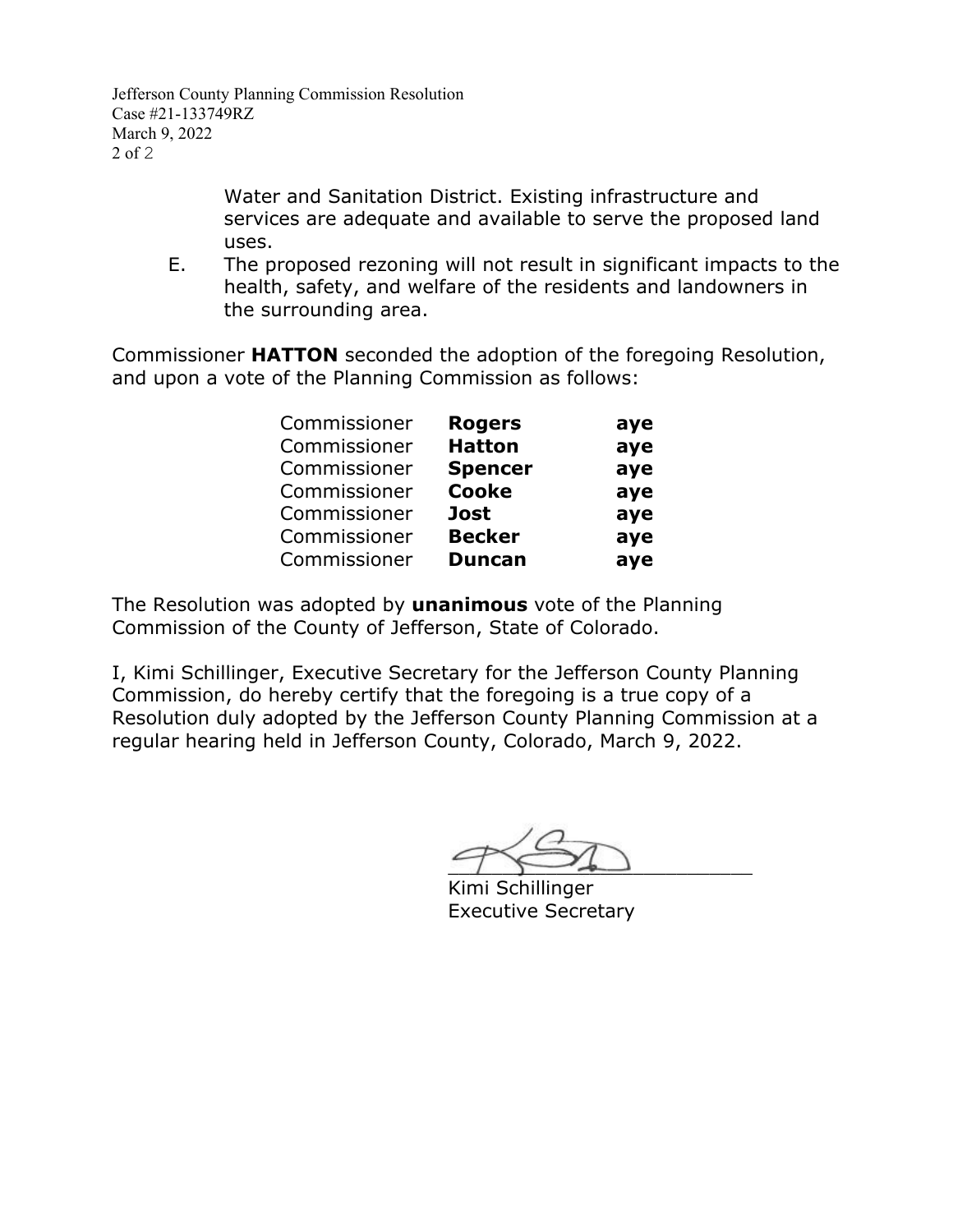Water and Sanitation District. Existing infrastructure and services are adequate and available to serve the proposed land uses.

E. The proposed rezoning will not result in significant impacts to the health, safety, and welfare of the residents and landowners in the surrounding area.

Commissioner **HATTON** seconded the adoption of the foregoing Resolution, and upon a vote of the Planning Commission as follows:

| | | |
|---|---|---|
| Commissioner | **Rogers** | **aye** |
| Commissioner | **Hatton** | **aye** |
| Commissioner | **Spencer** | **aye** |
| Commissioner | **Cooke** | **aye** |
| Commissioner | **Jost** | **aye** |
| Commissioner | **Becker** | **aye** |
| Commissioner | **Duncan** | **aye** |

The Resolution was adopted by **unanimous** vote of the Planning Commission of the County of Jefferson, State of Colorado.

I, Kimi Schillinger, Executive Secretary for the Jefferson County Planning Commission, do hereby certify that the foregoing is a true copy of a Resolution duly adopted by the Jefferson County Planning Commission at a regular hearing held in Jefferson County, Colorado, March 9, 2022.

Kimi Schillinger
Executive Secretary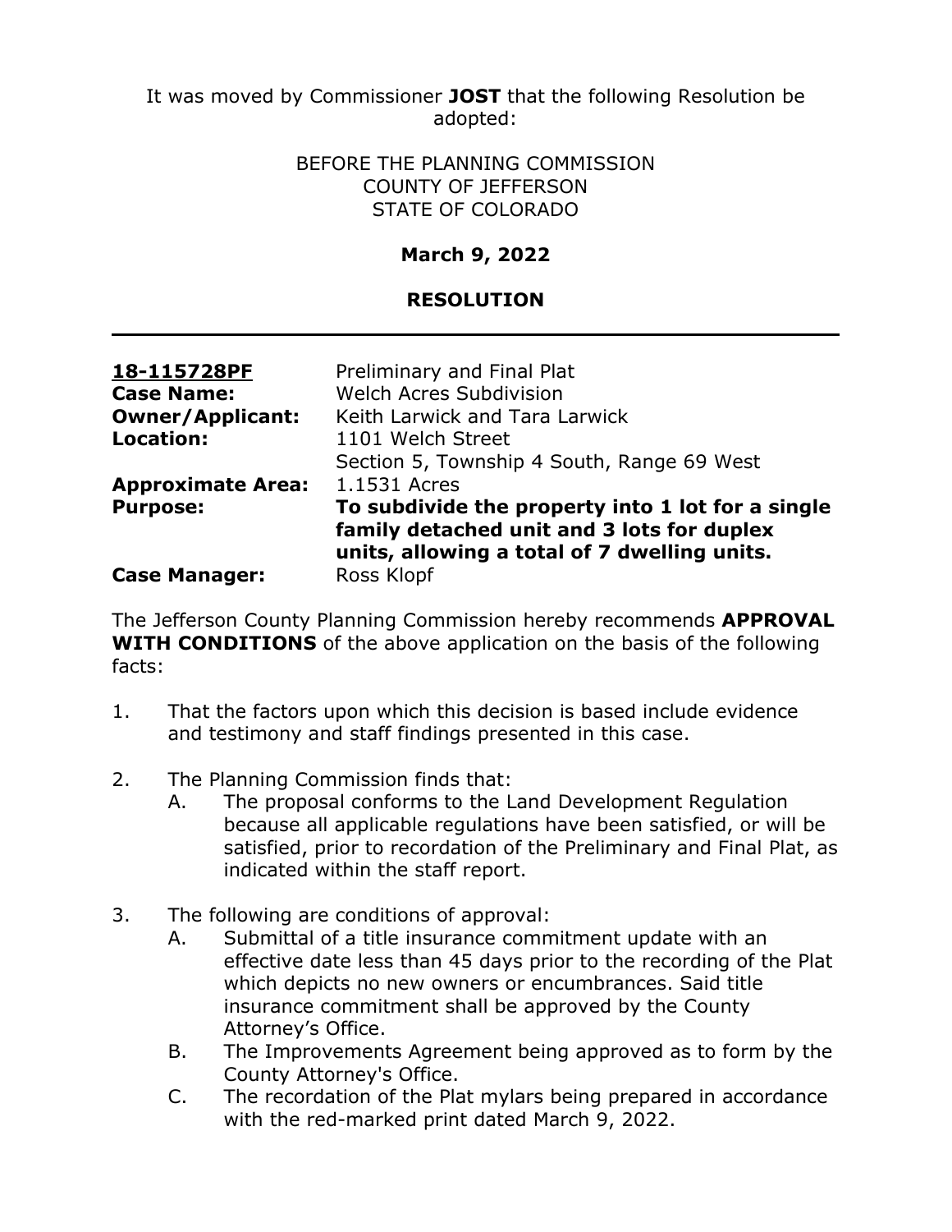It was moved by Commissioner **JOST** that the following Resolution be adopted:

BEFORE THE PLANNING COMMISSION
COUNTY OF JEFFERSON
STATE OF COLORADO

**March 9, 2022**

**RESOLUTION**

---

| | |
|---|---|
| **18-115728PF** | Preliminary and Final Plat |
| **Case Name:** | Welch Acres Subdivision |
| **Owner/Applicant:** | Keith Larwick and Tara Larwick |
| **Location:** | 1101 Welch Street<br>Section 5, Township 4 South, Range 69 West |
| **Approximate Area:** | 1.1531 Acres |
| **Purpose:** | **To subdivide the property into 1 lot for a single family detached unit and 3 lots for duplex units, allowing a total of 7 dwelling units.** |
| **Case Manager:** | Ross Klopf |

The Jefferson County Planning Commission hereby recommends **APPROVAL WITH CONDITIONS** of the above application on the basis of the following facts:

1. That the factors upon which this decision is based include evidence and testimony and staff findings presented in this case.

2. The Planning Commission finds that:
   A. The proposal conforms to the Land Development Regulation because all applicable regulations have been satisfied, or will be satisfied, prior to recordation of the Preliminary and Final Plat, as indicated within the staff report.

3. The following are conditions of approval:
   A. Submittal of a title insurance commitment update with an effective date less than 45 days prior to the recording of the Plat which depicts no new owners or encumbrances. Said title insurance commitment shall be approved by the County Attorney's Office.
   B. The Improvements Agreement being approved as to form by the County Attorney's Office.
   C. The recordation of the Plat mylars being prepared in accordance with the red-marked print dated March 9, 2022.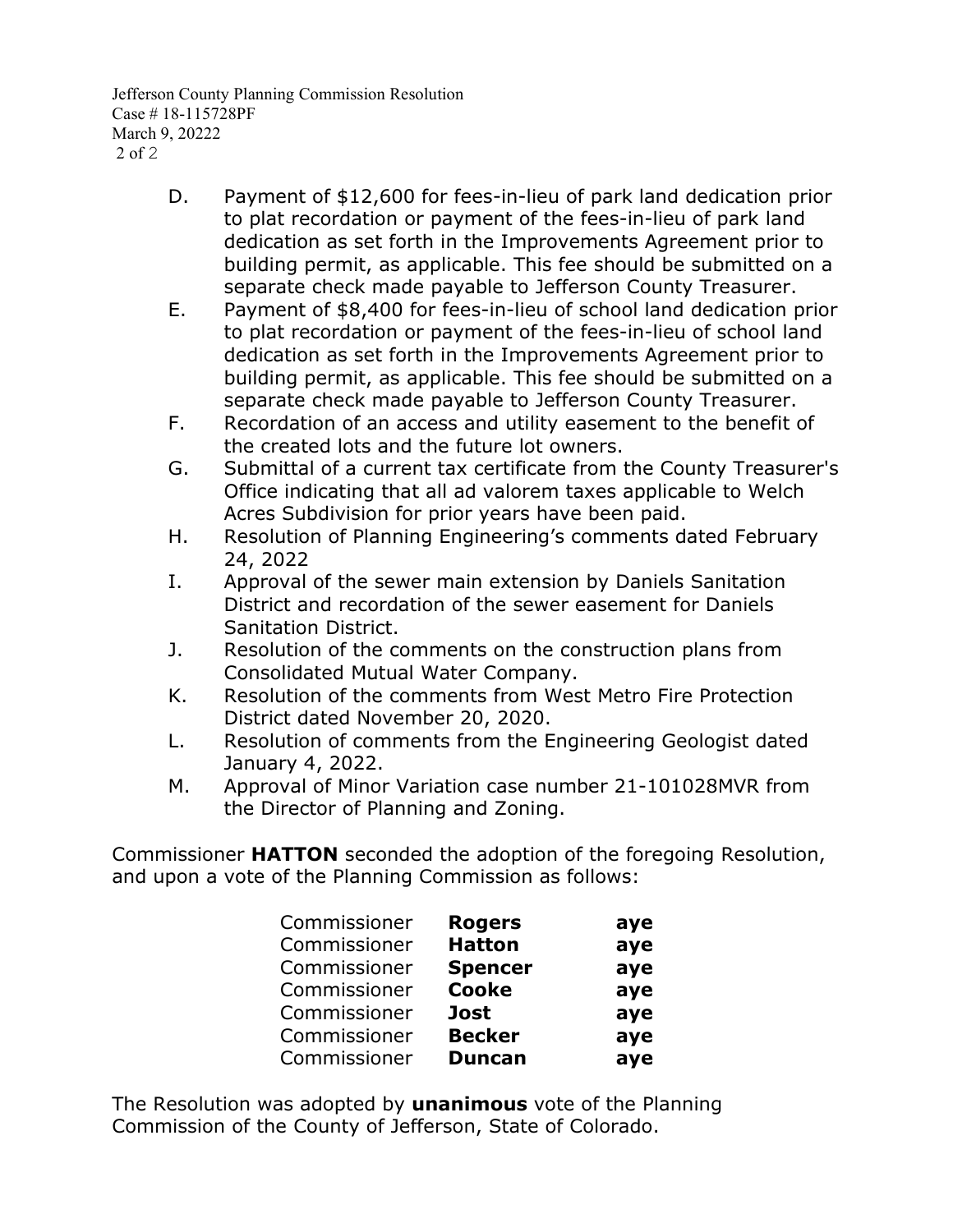D. Payment of $12,600 for fees-in-lieu of park land dedication prior to plat recordation or payment of the fees-in-lieu of park land dedication as set forth in the Improvements Agreement prior to building permit, as applicable. This fee should be submitted on a separate check made payable to Jefferson County Treasurer.

E. Payment of $8,400 for fees-in-lieu of school land dedication prior to plat recordation or payment of the fees-in-lieu of school land dedication as set forth in the Improvements Agreement prior to building permit, as applicable. This fee should be submitted on a separate check made payable to Jefferson County Treasurer.

F. Recordation of an access and utility easement to the benefit of the created lots and the future lot owners.

G. Submittal of a current tax certificate from the County Treasurer's Office indicating that all ad valorem taxes applicable to Welch Acres Subdivision for prior years have been paid.

H. Resolution of Planning Engineering's comments dated February 24, 2022

I. Approval of the sewer main extension by Daniels Sanitation District and recordation of the sewer easement for Daniels Sanitation District.

J. Resolution of the comments on the construction plans from Consolidated Mutual Water Company.

K. Resolution of the comments from West Metro Fire Protection District dated November 20, 2020.

L. Resolution of comments from the Engineering Geologist dated January 4, 2022.

M. Approval of Minor Variation case number 21-101028MVR from the Director of Planning and Zoning.

Commissioner **HATTON** seconded the adoption of the foregoing Resolution, and upon a vote of the Planning Commission as follows:

| | | |
|---|---|---|
| Commissioner | **Rogers** | **aye** |
| Commissioner | **Hatton** | **aye** |
| Commissioner | **Spencer** | **aye** |
| Commissioner | **Cooke** | **aye** |
| Commissioner | **Jost** | **aye** |
| Commissioner | **Becker** | **aye** |
| Commissioner | **Duncan** | **aye** |

The Resolution was adopted by **unanimous** vote of the Planning Commission of the County of Jefferson, State of Colorado.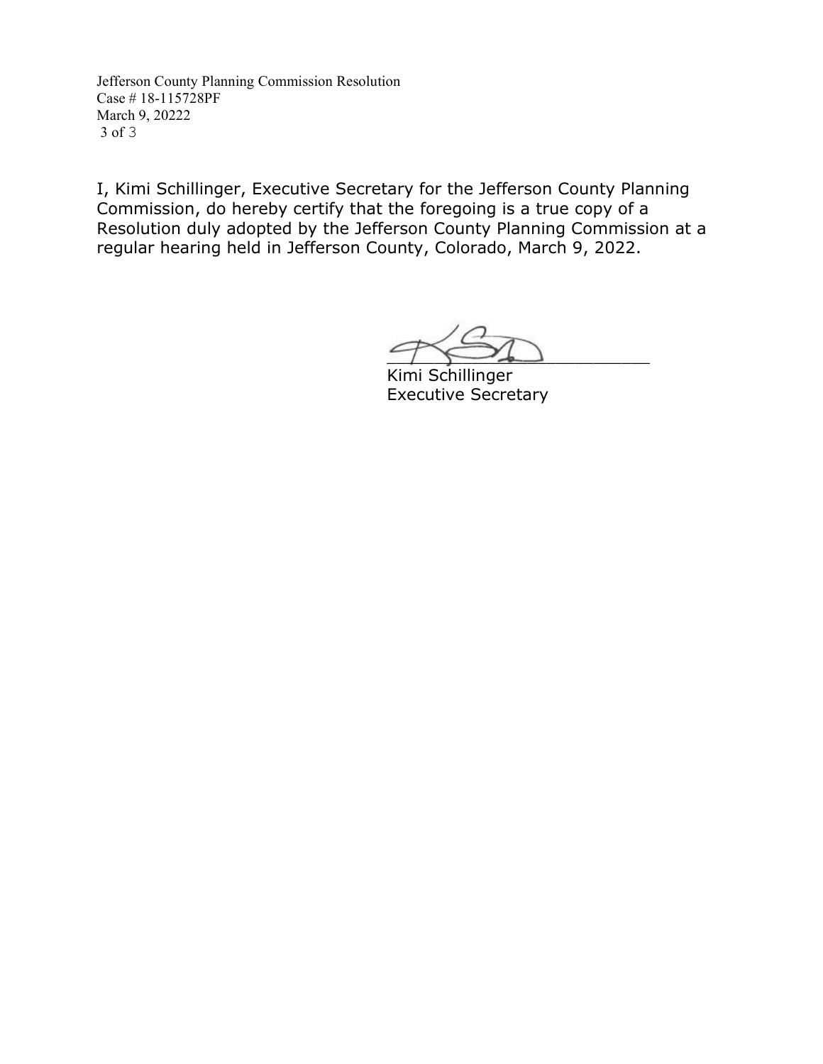I, Kimi Schillinger, Executive Secretary for the Jefferson County Planning Commission, do hereby certify that the foregoing is a true copy of a Resolution duly adopted by the Jefferson County Planning Commission at a regular hearing held in Jefferson County, Colorado, March 9, 2022.

\_\_\_\_\_\_\_\_\_\_\_\_\_\_\_\_\_\_\_\_\_\_\_\_\_\_\_\_

Kimi Schillinger
Executive Secretary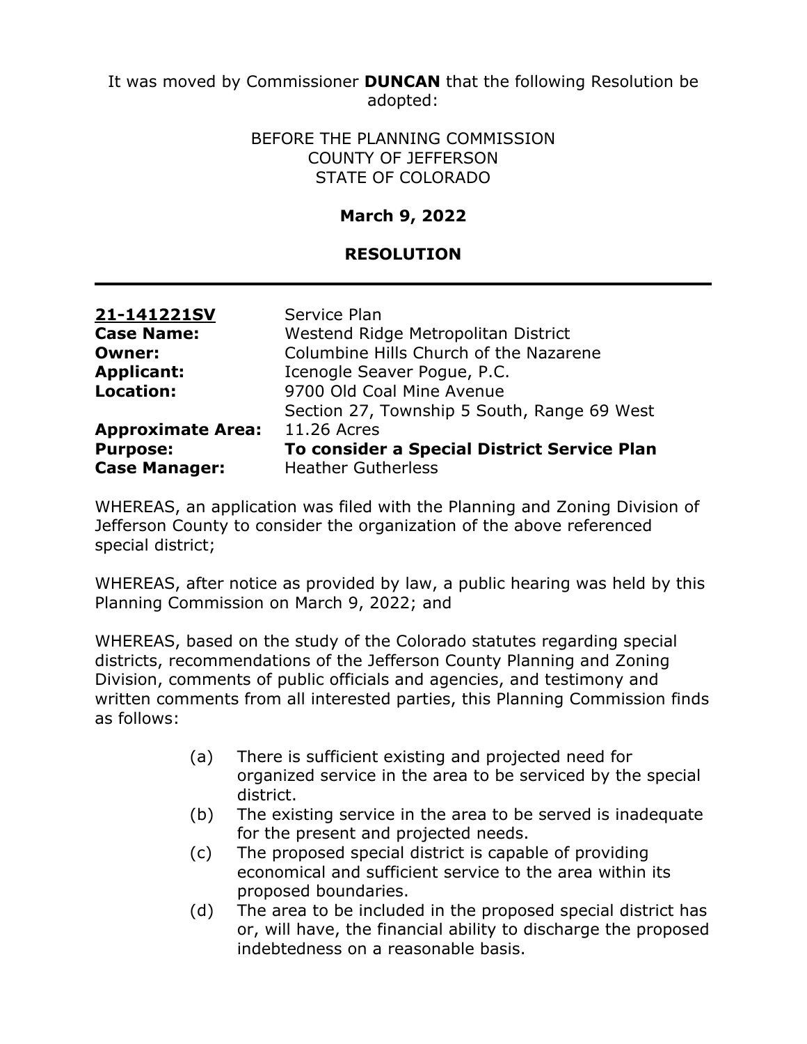It was moved by Commissioner **DUNCAN** that the following Resolution be adopted:

BEFORE THE PLANNING COMMISSION
COUNTY OF JEFFERSON
STATE OF COLORADO

**March 9, 2022**

**RESOLUTION**

| | |
|---|---|
| **21-141221SV** | Service Plan |
| **Case Name:** | Westend Ridge Metropolitan District |
| **Owner:** | Columbine Hills Church of the Nazarene |
| **Applicant:** | Icenogle Seaver Pogue, P.C. |
| **Location:** | 9700 Old Coal Mine Avenue<br>Section 27, Township 5 South, Range 69 West |
| **Approximate Area:** | 11.26 Acres |
| **Purpose:** | **To consider a Special District Service Plan** |
| **Case Manager:** | Heather Gutherless |

WHEREAS, an application was filed with the Planning and Zoning Division of Jefferson County to consider the organization of the above referenced special district;

WHEREAS, after notice as provided by law, a public hearing was held by this Planning Commission on March 9, 2022; and

WHEREAS, based on the study of the Colorado statutes regarding special districts, recommendations of the Jefferson County Planning and Zoning Division, comments of public officials and agencies, and testimony and written comments from all interested parties, this Planning Commission finds as follows:

(a) There is sufficient existing and projected need for organized service in the area to be serviced by the special district.

(b) The existing service in the area to be served is inadequate for the present and projected needs.

(c) The proposed special district is capable of providing economical and sufficient service to the area within its proposed boundaries.

(d) The area to be included in the proposed special district has or, will have, the financial ability to discharge the proposed indebtedness on a reasonable basis.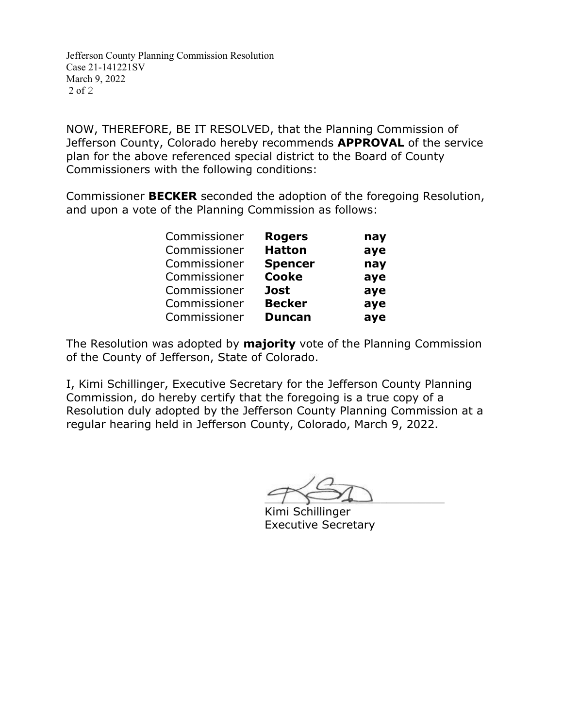NOW, THEREFORE, BE IT RESOLVED, that the Planning Commission of Jefferson County, Colorado hereby recommends **APPROVAL** of the service plan for the above referenced special district to the Board of County Commissioners with the following conditions:

Commissioner **BECKER** seconded the adoption of the foregoing Resolution, and upon a vote of the Planning Commission as follows:

| | | |
|---|---|---|
| Commissioner | **Rogers** | **nay** |
| Commissioner | **Hatton** | **aye** |
| Commissioner | **Spencer** | **nay** |
| Commissioner | **Cooke** | **aye** |
| Commissioner | **Jost** | **aye** |
| Commissioner | **Becker** | **aye** |
| Commissioner | **Duncan** | **aye** |

The Resolution was adopted by **majority** vote of the Planning Commission of the County of Jefferson, State of Colorado.

I, Kimi Schillinger, Executive Secretary for the Jefferson County Planning Commission, do hereby certify that the foregoing is a true copy of a Resolution duly adopted by the Jefferson County Planning Commission at a regular hearing held in Jefferson County, Colorado, March 9, 2022.

_________________________
Kimi Schillinger
Executive Secretary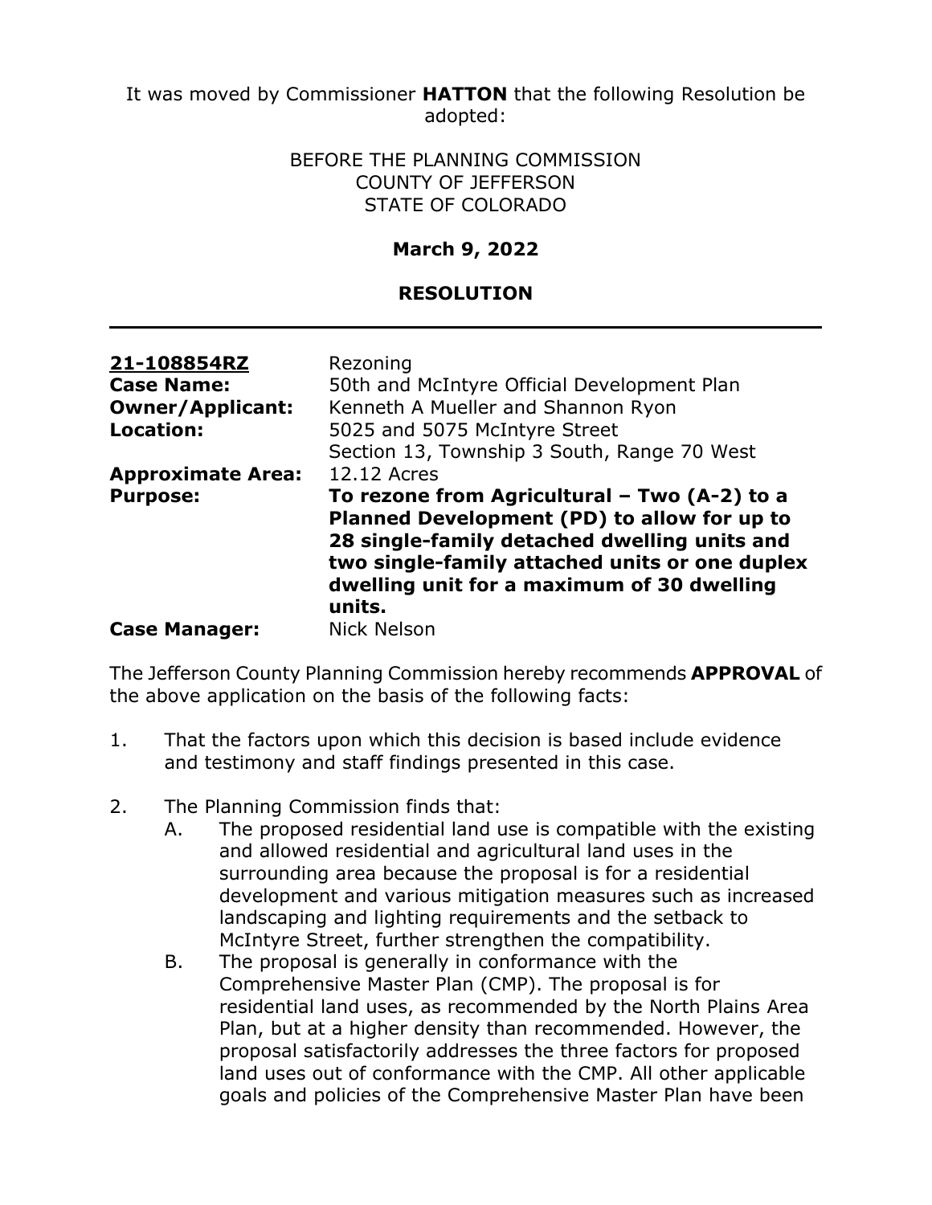It was moved by Commissioner **HATTON** that the following Resolution be adopted:

BEFORE THE PLANNING COMMISSION
COUNTY OF JEFFERSON
STATE OF COLORADO

**March 9, 2022**

**RESOLUTION**

---

| | |
|---|---|
| **21-108854RZ** | Rezoning |
| **Case Name:** | 50th and McIntyre Official Development Plan |
| **Owner/Applicant:** | Kenneth A Mueller and Shannon Ryon |
| **Location:** | 5025 and 5075 McIntyre Street<br>Section 13, Township 3 South, Range 70 West |
| **Approximate Area:** | 12.12 Acres |
| **Purpose:** | **To rezone from Agricultural – Two (A-2) to a Planned Development (PD) to allow for up to 28 single-family detached dwelling units and two single-family attached units or one duplex dwelling unit for a maximum of 30 dwelling units.** |
| **Case Manager:** | Nick Nelson |

The Jefferson County Planning Commission hereby recommends **APPROVAL** of the above application on the basis of the following facts:

1. That the factors upon which this decision is based include evidence and testimony and staff findings presented in this case.

2. The Planning Commission finds that:
   A. The proposed residential land use is compatible with the existing and allowed residential and agricultural land uses in the surrounding area because the proposal is for a residential development and various mitigation measures such as increased landscaping and lighting requirements and the setback to McIntyre Street, further strengthen the compatibility.
   B. The proposal is generally in conformance with the Comprehensive Master Plan (CMP). The proposal is for residential land uses, as recommended by the North Plains Area Plan, but at a higher density than recommended. However, the proposal satisfactorily addresses the three factors for proposed land uses out of conformance with the CMP. All other applicable goals and policies of the Comprehensive Master Plan have been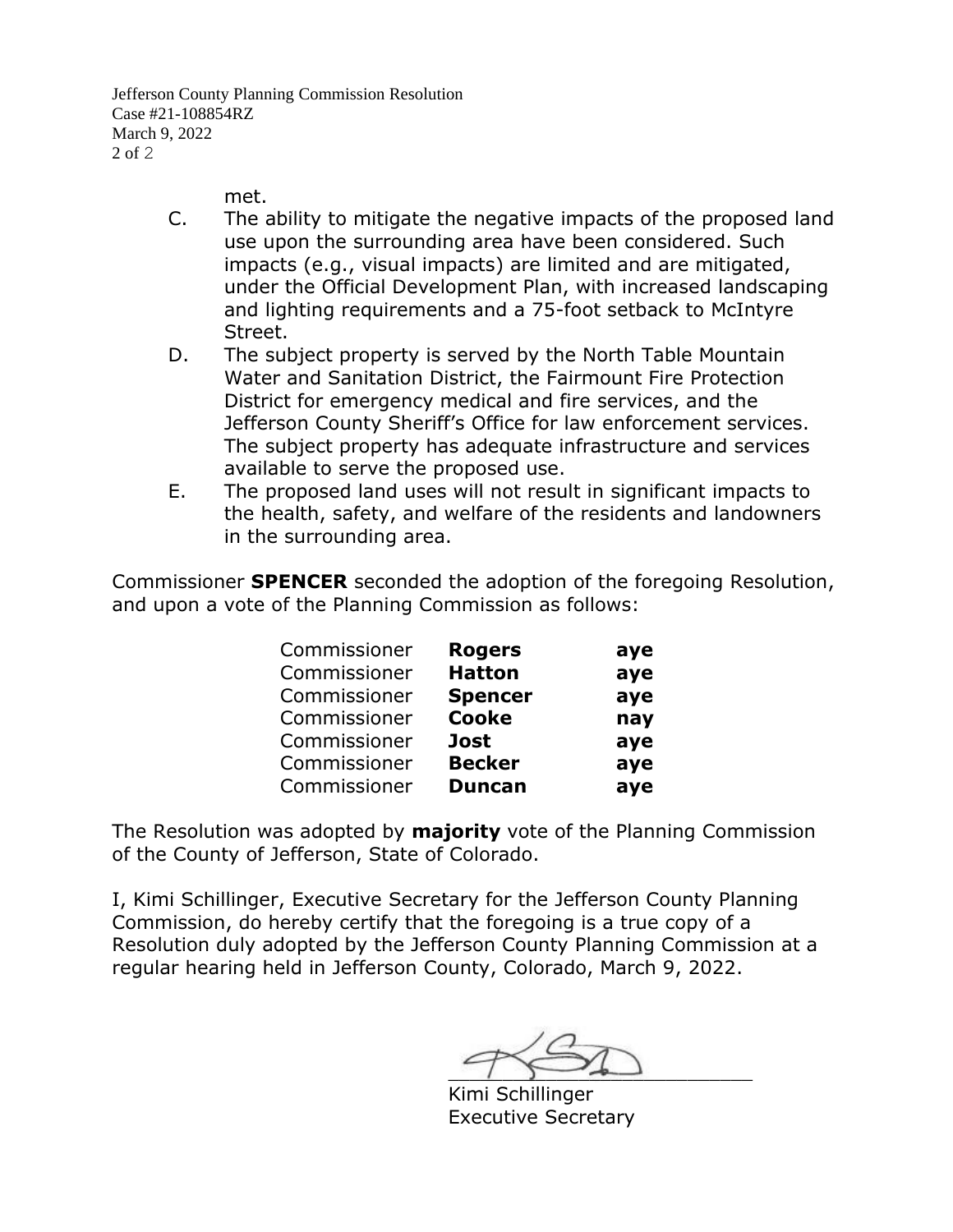met.

C. The ability to mitigate the negative impacts of the proposed land use upon the surrounding area have been considered. Such impacts (e.g., visual impacts) are limited and are mitigated, under the Official Development Plan, with increased landscaping and lighting requirements and a 75-foot setback to McIntyre Street.

D. The subject property is served by the North Table Mountain Water and Sanitation District, the Fairmount Fire Protection District for emergency medical and fire services, and the Jefferson County Sheriff's Office for law enforcement services. The subject property has adequate infrastructure and services available to serve the proposed use.

E. The proposed land uses will not result in significant impacts to the health, safety, and welfare of the residents and landowners in the surrounding area.

Commissioner **SPENCER** seconded the adoption of the foregoing Resolution, and upon a vote of the Planning Commission as follows:

| | | |
|---|---|---|
| Commissioner | **Rogers** | **aye** |
| Commissioner | **Hatton** | **aye** |
| Commissioner | **Spencer** | **aye** |
| Commissioner | **Cooke** | **nay** |
| Commissioner | **Jost** | **aye** |
| Commissioner | **Becker** | **aye** |
| Commissioner | **Duncan** | **aye** |

The Resolution was adopted by **majority** vote of the Planning Commission of the County of Jefferson, State of Colorado.

I, Kimi Schillinger, Executive Secretary for the Jefferson County Planning Commission, do hereby certify that the foregoing is a true copy of a Resolution duly adopted by the Jefferson County Planning Commission at a regular hearing held in Jefferson County, Colorado, March 9, 2022.

\_\_\_\_\_\_\_\_\_\_\_\_\_\_\_\_\_\_\_\_\_\_\_\_\_\_

Kimi Schillinger
Executive Secretary